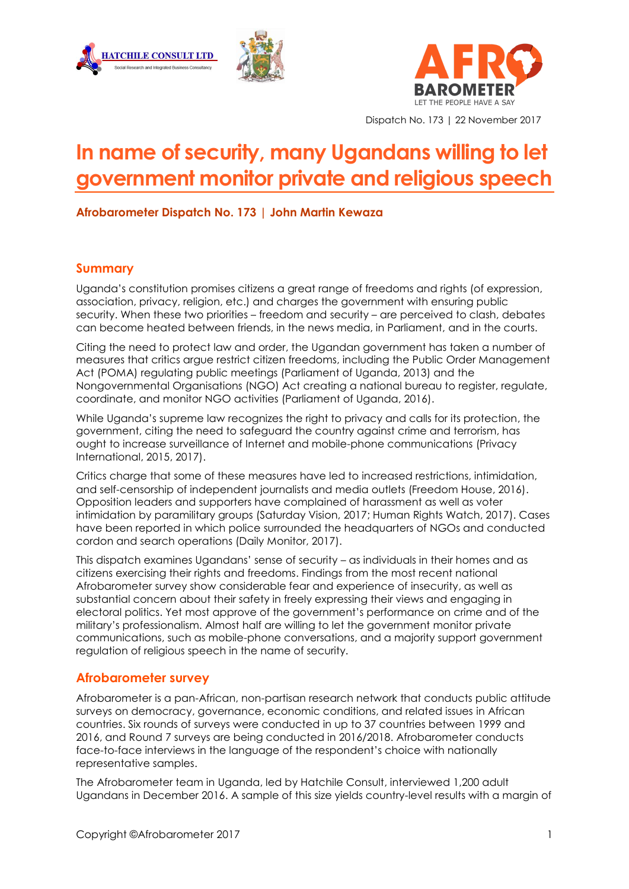Dispatch No. 173 | 22 November 2017

# In name of security, many Ugandans willing to let government monitor private and religious speech

**Afrobarometer Dispatch No. 173 | John Martin Kewaza**

## Summary

Uganda's constitution promises citizens a great range of freedoms and rights (of expression, association, privacy, religion, etc.) and charges the government with ensuring public security. When these two priorities – freedom and security – are perceived to clash, debates can become heated between friends, in the news media, in Parliament, and in the courts.

Citing the need to protect law and order, the Ugandan government has taken a number of measures that critics argue restrict citizen freedoms, including the Public Order Management Act (POMA) regulating public meetings (Parliament of Uganda, 2013) and the Nongovernmental Organisations (NGO) Act creating a national bureau to register, regulate, coordinate, and monitor NGO activities (Parliament of Uganda, 2016).

While Uganda's supreme law recognizes the right to privacy and calls for its protection, the government, citing the need to safeguard the country against crime and terrorism, has ought to increase surveillance of Internet and mobile-phone communications (Privacy International, 2015, 2017).

Critics charge that some of these measures have led to increased restrictions, intimidation, and self-censorship of independent journalists and media outlets (Freedom House, 2016). Opposition leaders and supporters have complained of harassment as well as voter intimidation by paramilitary groups (Saturday Vision, 2017; Human Rights Watch, 2017). Cases have been reported in which police surrounded the headquarters of NGOs and conducted cordon and search operations (Daily Monitor, 2017).

This dispatch examines Ugandans' sense of security – as individuals in their homes and as citizens exercising their rights and freedoms. Findings from the most recent national Afrobarometer survey show considerable fear and experience of insecurity, as well as substantial concern about their safety in freely expressing their views and engaging in electoral politics. Yet most approve of the government's performance on crime and of the military's professionalism. Almost half are willing to let the government monitor private communications, such as mobile-phone conversations, and a majority support government regulation of religious speech in the name of security.

## Afrobarometer survey

Afrobarometer is a pan-African, non-partisan research network that conducts public attitude surveys on democracy, governance, economic conditions, and related issues in African countries. Six rounds of surveys were conducted in up to 37 countries between 1999 and 2016, and Round 7 surveys are being conducted in 2016/2018. Afrobarometer conducts face-to-face interviews in the language of the respondent's choice with nationally representative samples.

The Afrobarometer team in Uganda, led by Hatchile Consult, interviewed 1,200 adult Ugandans in December 2016. A sample of this size yields country-level results with a margin of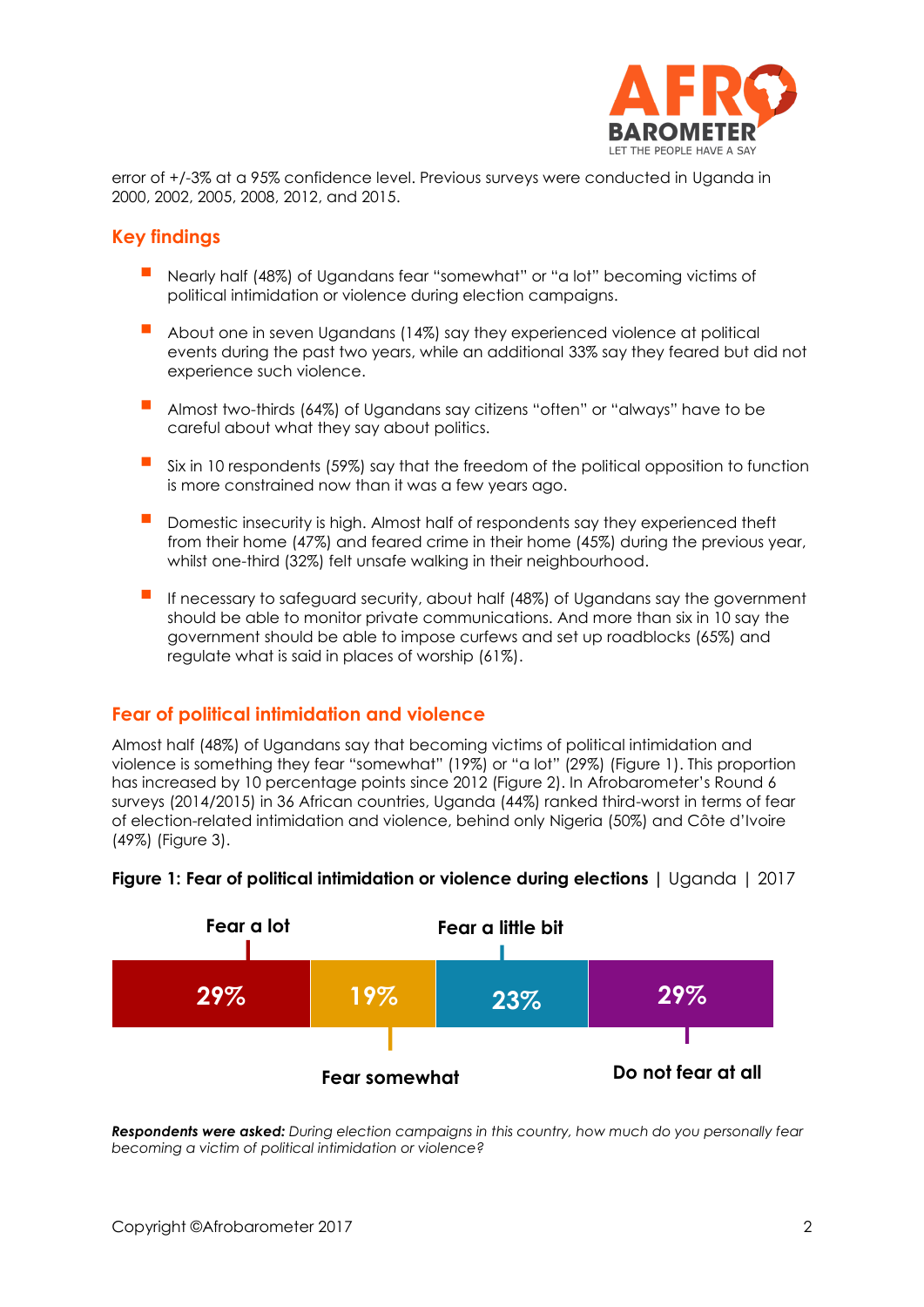error of +/-3% at a 95% confidence level. Previous surveys were conducted in Uganda in 2000, 2002, 2005, 2008, 2012, and 2015.

## Key findings

- Nearly half (48%) of Ugandans fear "somewhat" or "a lot" becoming victims of political intimidation or violence during election campaigns.
- About one in seven Ugandans (14%) say they experienced violence at political events during the past two years, while an additional 33% say they feared but did not experience such violence.
- Almost two-thirds (64%) of Ugandans say citizens "often" or "always" have to be careful about what they say about politics.
- Six in 10 respondents (59%) say that the freedom of the political opposition to function is more constrained now than it was a few years ago.
- Domestic insecurity is high. Almost half of respondents say they experienced theft from their home (47%) and feared crime in their home (45%) during the previous year, whilst one-third (32%) felt unsafe walking in their neighbourhood.
- If necessary to safeguard security, about half (48%) of Ugandans say the government should be able to monitor private communications. And more than six in 10 say the government should be able to impose curfews and set up roadblocks (65%) and regulate what is said in places of worship (61%).

## Fear of political intimidation and violence

Almost half (48%) of Ugandans say that becoming victims of political intimidation and violence is something they fear "somewhat" (19%) or "a lot" (29%) (Figure 1). This proportion has increased by 10 percentage points since 2012 (Figure 2). In Afrobarometer's Round 6 surveys (2014/2015) in 36 African countries, Uganda (44%) ranked third-worst in terms of fear of election-related intimidation and violence, behind only Nigeria (50%) and Côte d'Ivoire (49%) (Figure 3).

**Figure 1: Fear of political intimidation or violence during elections** | Uganda | 2017

| Fear a lot | Fear somewhat | Fear a little bit | Do not fear at all |
|---|---|---|---|
| 29% | 19% | 23% | 29% |

***Respondents were asked:*** *During election campaigns in this country, how much do you personally fear becoming a victim of political intimidation or violence?*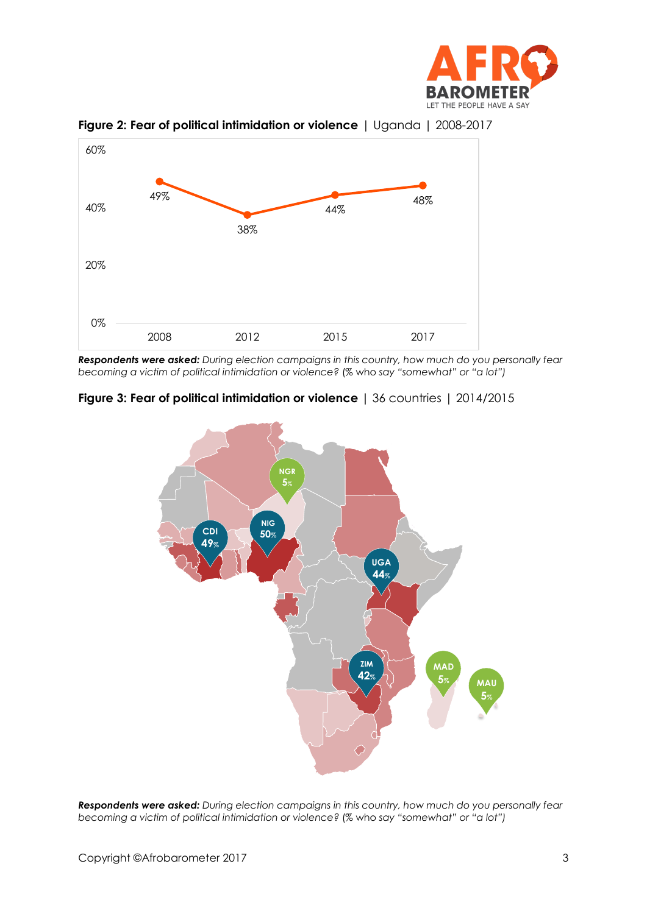**Figure 2: Fear of political intimidation or violence** | Uganda | 2008-2017

| Year | % |
|---|---|
| 2008 | 49% |
| 2012 | 38% |
| 2015 | 44% |
| 2017 | 48% |

***Respondents were asked:*** *During election campaigns in this country, how much do you personally fear becoming a victim of political intimidation or violence? (% who say "somewhat" or "a lot")*

**Figure 3: Fear of political intimidation or violence** | 36 countries | 2014/2015

NGR 5%, NIG 50%, CDI 49%, UGA 44%, ZIM 42%, MAD 5%, MAU 5%

***Respondents were asked:*** *During election campaigns in this country, how much do you personally fear becoming a victim of political intimidation or violence? (% who say "somewhat" or "a lot")*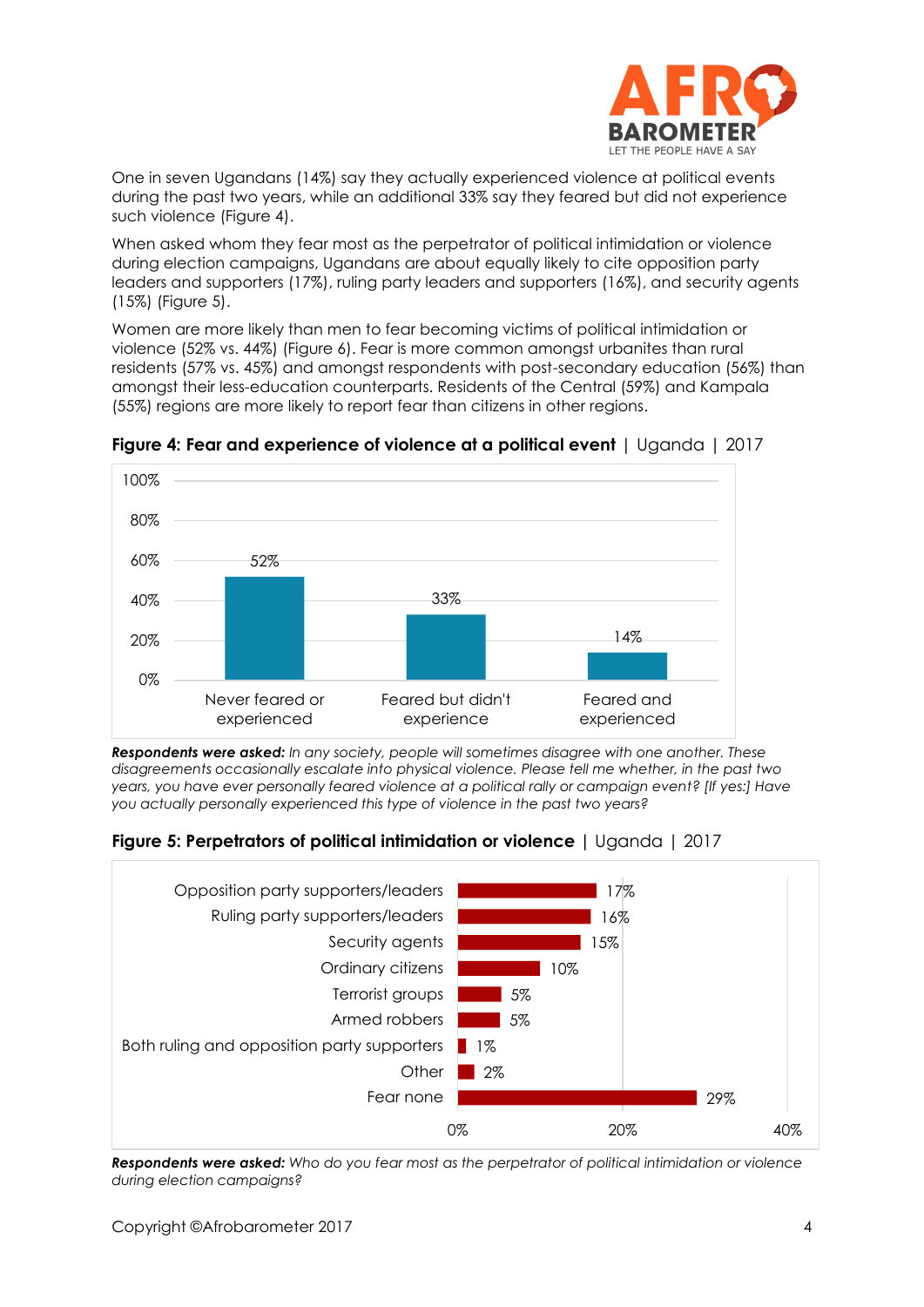One in seven Ugandans (14%) say they actually experienced violence at political events during the past two years, while an additional 33% say they feared but did not experience such violence (Figure 4).

When asked whom they fear most as the perpetrator of political intimidation or violence during election campaigns, Ugandans are about equally likely to cite opposition party leaders and supporters (17%), ruling party leaders and supporters (16%), and security agents (15%) (Figure 5).

Women are more likely than men to fear becoming victims of political intimidation or violence (52% vs. 44%) (Figure 6). Fear is more common amongst urbanites than rural residents (57% vs. 45%) and amongst respondents with post-secondary education (56%) than amongst their less-education counterparts. Residents of the Central (59%) and Kampala (55%) regions are more likely to report fear than citizens in other regions.

**Figure 4: Fear and experience of violence at a political event** | Uganda | 2017

| Response | Percent |
|---|---|
| Never feared or experienced | 52% |
| Feared but didn't experience | 33% |
| Feared and experienced | 14% |

***Respondents were asked:*** *In any society, people will sometimes disagree with one another. These disagreements occasionally escalate into physical violence. Please tell me whether, in the past two years, you have ever personally feared violence at a political rally or campaign event? [If yes:] Have you actually personally experienced this type of violence in the past two years?*

**Figure 5: Perpetrators of political intimidation or violence** | Uganda | 2017

| Perpetrator | Percent |
|---|---|
| Opposition party supporters/leaders | 17% |
| Ruling party supporters/leaders | 16% |
| Security agents | 15% |
| Ordinary citizens | 10% |
| Terrorist groups | 5% |
| Armed robbers | 5% |
| Both ruling and opposition party supporters | 1% |
| Other | 2% |
| Fear none | 29% |

***Respondents were asked:*** *Who do you fear most as the perpetrator of political intimidation or violence during election campaigns?*

Copyright ©Afrobarometer 2017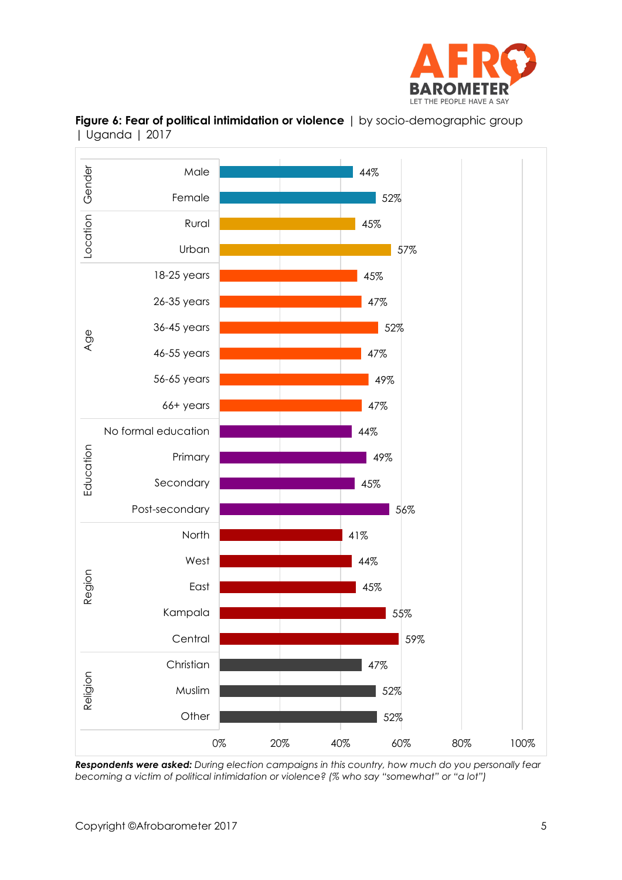**Figure 6: Fear of political intimidation or violence** | by socio-demographic group | Uganda | 2017

| Group | Category | % |
|---|---|---|
| Gender | Male | 44% |
| | Female | 52% |
| Location | Rural | 45% |
| | Urban | 57% |
| Age | 18-25 years | 45% |
| | 26-35 years | 47% |
| | 36-45 years | 52% |
| | 46-55 years | 47% |
| | 56-65 years | 49% |
| | 66+ years | 47% |
| Education | No formal education | 44% |
| | Primary | 49% |
| | Secondary | 45% |
| | Post-secondary | 56% |
| Region | North | 41% |
| | West | 44% |
| | East | 45% |
| | Kampala | 55% |
| | Central | 59% |
| Religion | Christian | 47% |
| | Muslim | 52% |
| | Other | 52% |

***Respondents were asked:*** *During election campaigns in this country, how much do you personally fear becoming a victim of political intimidation or violence? (% who say "somewhat" or "a lot")*

Copyright ©Afrobarometer 2017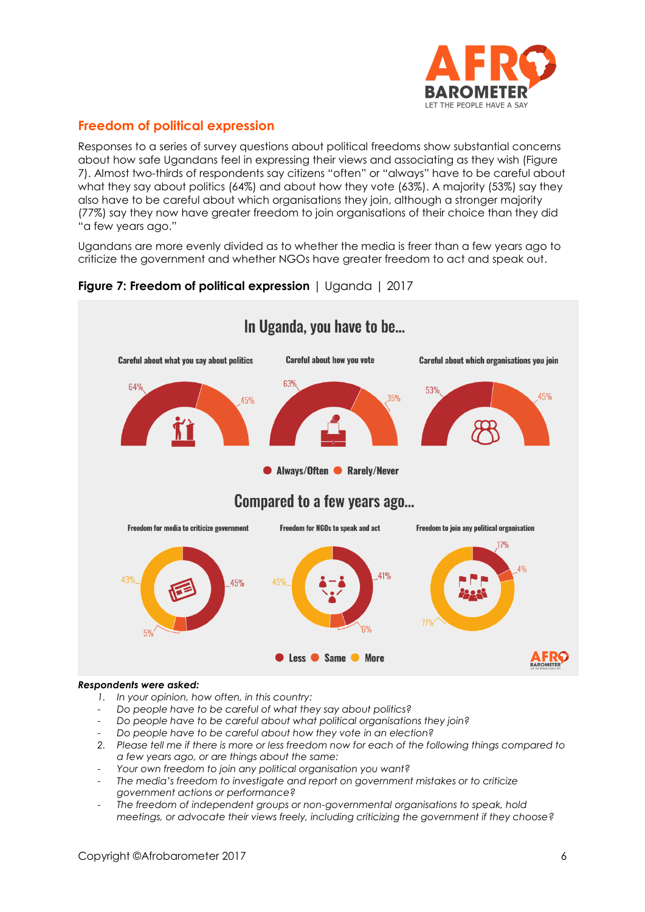## Freedom of political expression

Responses to a series of survey questions about political freedoms show substantial concerns about how safe Ugandans feel in expressing their views and associating as they wish (Figure 7). Almost two-thirds of respondents say citizens "often" or "always" have to be careful about what they say about politics (64%) and about how they vote (63%). A majority (53%) say they also have to be careful about which organisations they join, although a stronger majority (77%) say they now have greater freedom to join organisations of their choice than they did "a few years ago."

Ugandans are more evenly divided as to whether the media is freer than a few years ago to criticize the government and whether NGOs have greater freedom to act and speak out.

**Figure 7: Freedom of political expression** | Uganda | 2017

**In Uganda, you have to be...**

| | Always/Often | Rarely/Never |
|---|---|---|
| Careful about what you say about politics | 64% | 45% |
| Careful about how you vote | 63% | 35% |
| Careful about which organisations you join | 53% | 45% |

**Compared to a few years ago...**

| | Less | Same | More |
|---|---|---|---|
| Freedom for media to criticize government | 45% | 5% | 43% |
| Freedom for NGOs to speak and act | 41% | 6% | 45% |
| Freedom to join any political organisation | 17% | 4% | 77% |

***Respondents were asked:***

1. *In your opinion, how often, in this country:*
   - *Do people have to be careful of what they say about politics?*
   - *Do people have to be careful about what political organisations they join?*
   - *Do people have to be careful about how they vote in an election?*
2. *Please tell me if there is more or less freedom now for each of the following things compared to a few years ago, or are things about the same:*
   - *Your own freedom to join any political organisation you want?*
   - *The media's freedom to investigate and report on government mistakes or to criticize government actions or performance?*
   - *The freedom of independent groups or non-governmental organisations to speak, hold meetings, or advocate their views freely, including criticizing the government if they choose?*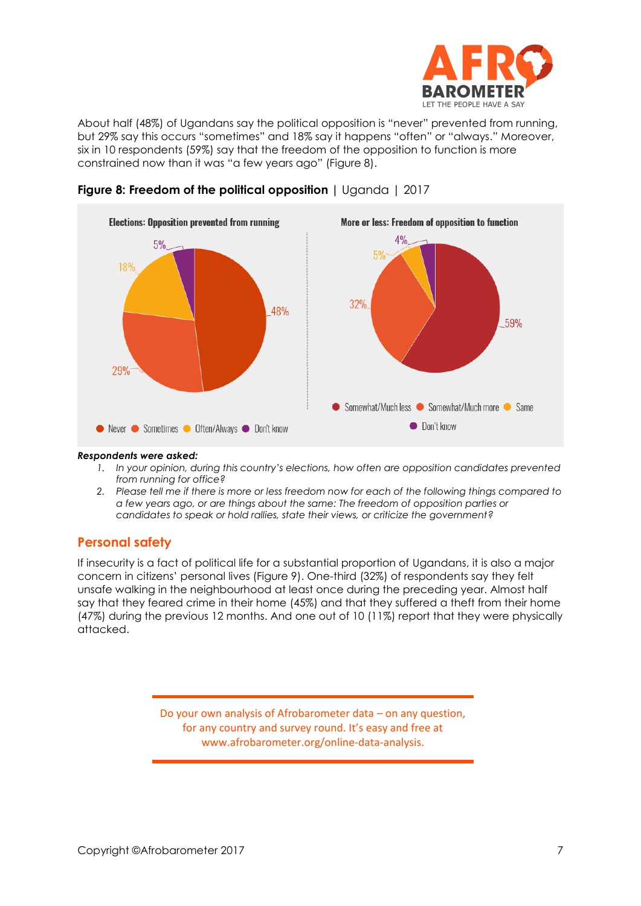About half (48%) of Ugandans say the political opposition is "never" prevented from running, but 29% say this occurs "sometimes" and 18% say it happens "often" or "always." Moreover, six in 10 respondents (59%) say that the freedom of the opposition to function is more constrained now than it was "a few years ago" (Figure 8).

**Figure 8: Freedom of the political opposition** | Uganda | 2017

**Elections: Opposition prevented from running**

| Response | % |
|---|---|
| Never | 48% |
| Sometimes | 29% |
| Often/Always | 18% |
| Don't know | 5% |

**More or less: Freedom of opposition to function**

| Response | % |
|---|---|
| Somewhat/Much less | 59% |
| Somewhat/Much more | 32% |
| Same | 5% |
| Don't know | 4% |

***Respondents were asked:***

1. *In your opinion, during this country's elections, how often are opposition candidates prevented from running for office?*
2. *Please tell me if there is more or less freedom now for each of the following things compared to a few years ago, or are things about the same: The freedom of opposition parties or candidates to speak or hold rallies, state their views, or criticize the government?*

## Personal safety

If insecurity is a fact of political life for a substantial proportion of Ugandans, it is also a major concern in citizens' personal lives (Figure 9). One-third (32%) of respondents say they felt unsafe walking in the neighbourhood at least once during the preceding year. Almost half say that they feared crime in their home (45%) and that they suffered a theft from their home (47%) during the previous 12 months. And one out of 10 (11%) report that they were physically attacked.

Do your own analysis of Afrobarometer data – on any question, for any country and survey round. It's easy and free at www.afrobarometer.org/online-data-analysis.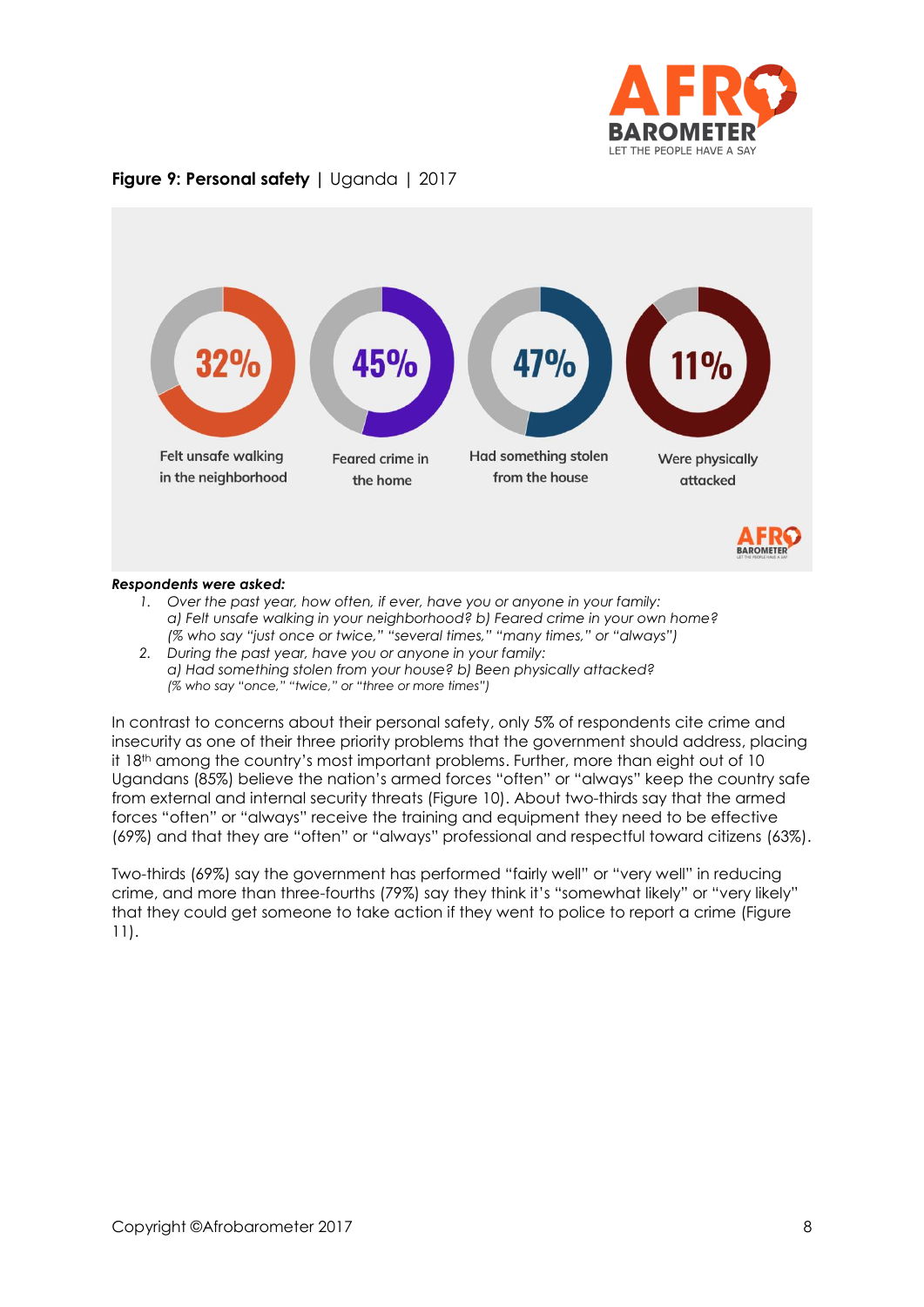**Figure 9: Personal safety** | Uganda | 2017

32% Felt unsafe walking in the neighborhood

45% Feared crime in the home

47% Had something stolen from the house

11% Were physically attacked

***Respondents were asked:***

1. *Over the past year, how often, if ever, have you or anyone in your family:*
   *a) Felt unsafe walking in your neighborhood? b) Feared crime in your own home?*
   *(% who say "just once or twice," "several times," "many times," or "always")*
2. *During the past year, have you or anyone in your family:*
   *a) Had something stolen from your house? b) Been physically attacked?*
   *(% who say "once," "twice," or "three or more times")*

In contrast to concerns about their personal safety, only 5% of respondents cite crime and insecurity as one of their three priority problems that the government should address, placing it 18th among the country's most important problems. Further, more than eight out of 10 Ugandans (85%) believe the nation's armed forces "often" or "always" keep the country safe from external and internal security threats (Figure 10). About two-thirds say that the armed forces "often" or "always" receive the training and equipment they need to be effective (69%) and that they are "often" or "always" professional and respectful toward citizens (63%).

Two-thirds (69%) say the government has performed "fairly well" or "very well" in reducing crime, and more than three-fourths (79%) say they think it's "somewhat likely" or "very likely" that they could get someone to take action if they went to police to report a crime (Figure 11).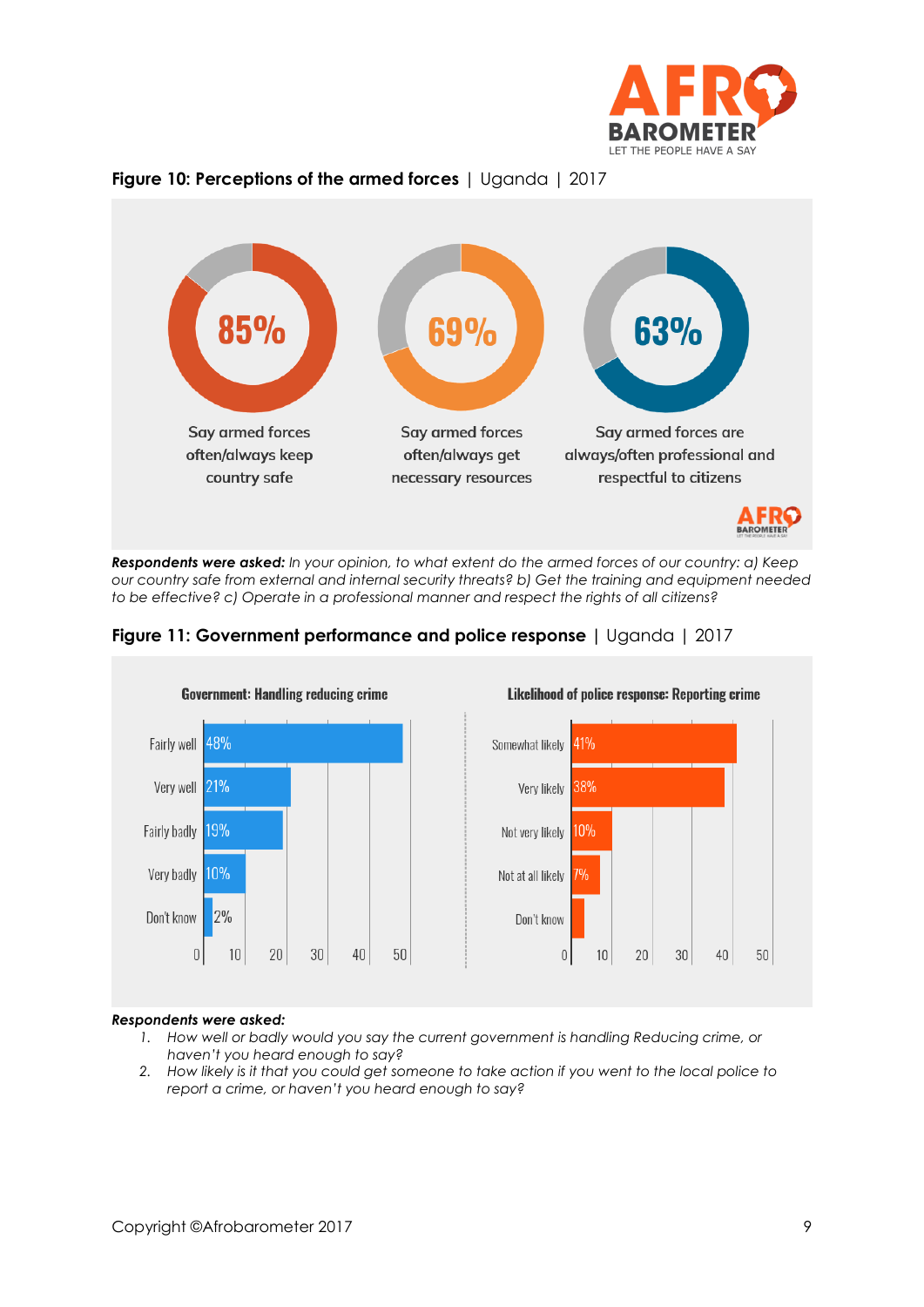**Figure 10: Perceptions of the armed forces** | Uganda | 2017

85% Say armed forces often/always keep country safe

69% Say armed forces often/always get necessary resources

63% Say armed forces are always/often professional and respectful to citizens

***Respondents were asked:*** *In your opinion, to what extent do the armed forces of our country: a) Keep our country safe from external and internal security threats? b) Get the training and equipment needed to be effective? c) Operate in a professional manner and respect the rights of all citizens?*

**Figure 11: Government performance and police response** | Uganda | 2017

**Government: Handling reducing crime**

| Response | % |
|---|---|
| Fairly well | 48% |
| Very well | 21% |
| Fairly badly | 19% |
| Very badly | 10% |
| Don't know | 2% |

**Likelihood of police response: Reporting crime**

| Response | % |
|---|---|
| Somewhat likely | 41% |
| Very likely | 38% |
| Not very likely | 10% |
| Not at all likely | 7% |
| Don't know | |

***Respondents were asked:***

1. *How well or badly would you say the current government is handling Reducing crime, or haven't you heard enough to say?*
2. *How likely is it that you could get someone to take action if you went to the local police to report a crime, or haven't you heard enough to say?*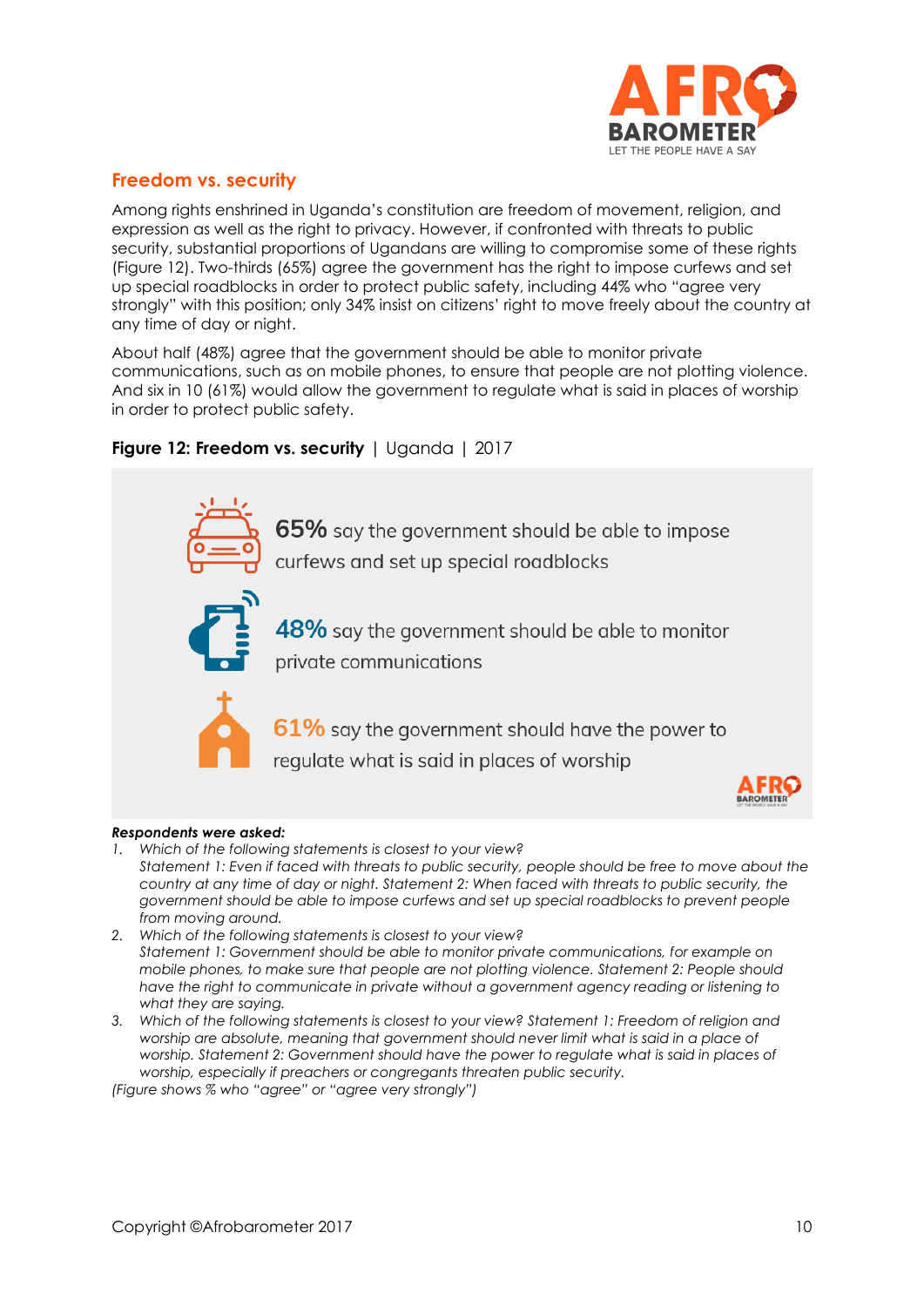## Freedom vs. security

Among rights enshrined in Uganda's constitution are freedom of movement, religion, and expression as well as the right to privacy. However, if confronted with threats to public security, substantial proportions of Ugandans are willing to compromise some of these rights (Figure 12). Two-thirds (65%) agree the government has the right to impose curfews and set up special roadblocks in order to protect public safety, including 44% who "agree very strongly" with this position; only 34% insist on citizens' right to move freely about the country at any time of day or night.

About half (48%) agree that the government should be able to monitor private communications, such as on mobile phones, to ensure that people are not plotting violence. And six in 10 (61%) would allow the government to regulate what is said in places of worship in order to protect public safety.

**Figure 12: Freedom vs. security** | Uganda | 2017

**65%** say the government should be able to impose curfews and set up special roadblocks

**48%** say the government should be able to monitor private communications

**61%** say the government should have the power to regulate what is said in places of worship

***Respondents were asked:***

1. *Which of the following statements is closest to your view?*
   *Statement 1: Even if faced with threats to public security, people should be free to move about the country at any time of day or night. Statement 2: When faced with threats to public security, the government should be able to impose curfews and set up special roadblocks to prevent people from moving around.*
2. *Which of the following statements is closest to your view?*
   *Statement 1: Government should be able to monitor private communications, for example on mobile phones, to make sure that people are not plotting violence. Statement 2: People should have the right to communicate in private without a government agency reading or listening to what they are saying.*
3. *Which of the following statements is closest to your view? Statement 1: Freedom of religion and worship are absolute, meaning that government should never limit what is said in a place of worship. Statement 2: Government should have the power to regulate what is said in places of worship, especially if preachers or congregants threaten public security.*

*(Figure shows % who "agree" or "agree very strongly")*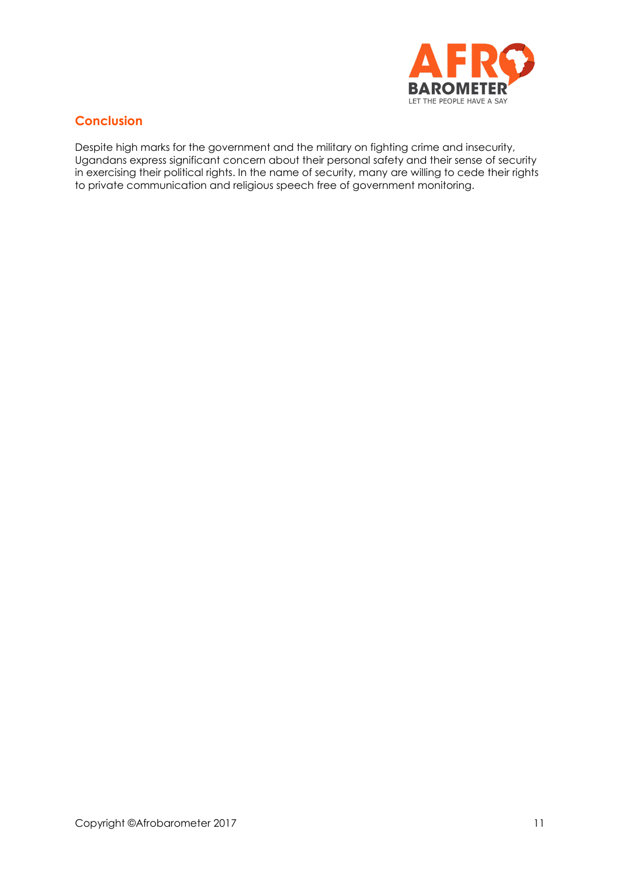## Conclusion

Despite high marks for the government and the military on fighting crime and insecurity, Ugandans express significant concern about their personal safety and their sense of security in exercising their political rights. In the name of security, many are willing to cede their rights to private communication and religious speech free of government monitoring.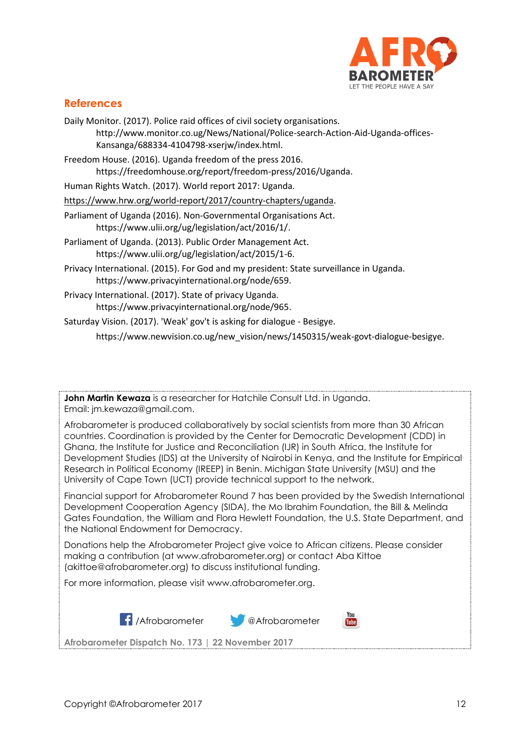## References

Daily Monitor. (2017). Police raid offices of civil society organisations. http://www.monitor.co.ug/News/National/Police-search-Action-Aid-Uganda-offices-Kansanga/688334-4104798-xserjw/index.html.

Freedom House. (2016). Uganda freedom of the press 2016. https://freedomhouse.org/report/freedom-press/2016/Uganda.

Human Rights Watch. (2017). World report 2017: Uganda. https://www.hrw.org/world-report/2017/country-chapters/uganda.

Parliament of Uganda (2016). Non-Governmental Organisations Act. https://www.ulii.org/ug/legislation/act/2016/1/.

Parliament of Uganda. (2013). Public Order Management Act. https://www.ulii.org/ug/legislation/act/2015/1-6.

Privacy International. (2015). For God and my president: State surveillance in Uganda. https://www.privacyinternational.org/node/659.

Privacy International. (2017). State of privacy Uganda. https://www.privacyinternational.org/node/965.

Saturday Vision. (2017). 'Weak' gov't is asking for dialogue - Besigye. https://www.newvision.co.ug/new_vision/news/1450315/weak-govt-dialogue-besigye.

**John Martin Kewaza** is a researcher for Hatchile Consult Ltd. in Uganda. Email: jm.kewaza@gmail.com.

Afrobarometer is produced collaboratively by social scientists from more than 30 African countries. Coordination is provided by the Center for Democratic Development (CDD) in Ghana, the Institute for Justice and Reconciliation (IJR) in South Africa, the Institute for Development Studies (IDS) at the University of Nairobi in Kenya, and the Institute for Empirical Research in Political Economy (IREEP) in Benin. Michigan State University (MSU) and the University of Cape Town (UCT) provide technical support to the network.

Financial support for Afrobarometer Round 7 has been provided by the Swedish International Development Cooperation Agency (SIDA), the Mo Ibrahim Foundation, the Bill & Melinda Gates Foundation, the William and Flora Hewlett Foundation, the U.S. State Department, and the National Endowment for Democracy.

Donations help the Afrobarometer Project give voice to African citizens. Please consider making a contribution (at www.afrobarometer.org) or contact Aba Kittoe (akittoe@afrobarometer.org) to discuss institutional funding.

For more information, please visit www.afrobarometer.org.

/Afrobarometer @Afrobarometer

**Afrobarometer Dispatch No. 173 | 22 November 2017**

Copyright ©Afrobarometer 2017